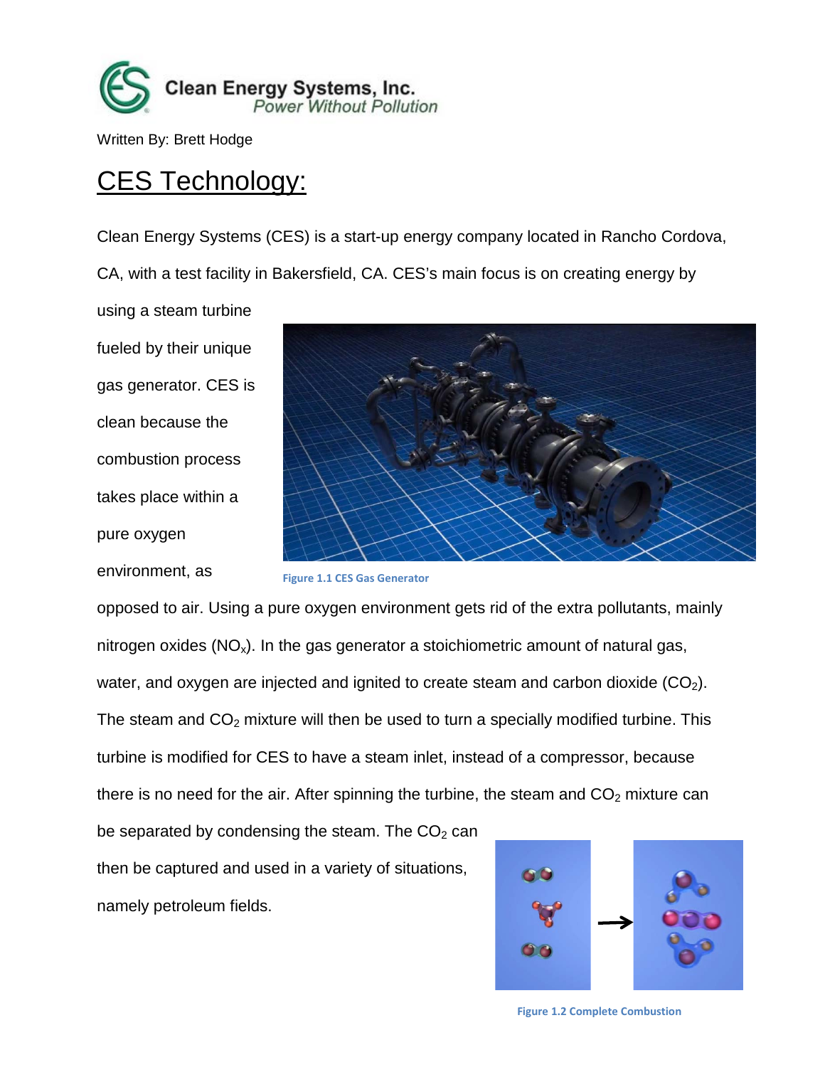**Clean Energy Systems, Inc.**
*Power Without Pollution*

Written By: Brett Hodge

# CES Technology:

Clean Energy Systems (CES) is a start-up energy company located in Rancho Cordova, CA, with a test facility in Bakersfield, CA. CES's main focus is on creating energy by using a steam turbine fueled by their unique gas generator. CES is clean because the combustion process takes place within a pure oxygen environment, as opposed to air. Using a pure oxygen environment gets rid of the extra pollutants, mainly nitrogen oxides ($NO_x$). In the gas generator a stoichiometric amount of natural gas, water, and oxygen are injected and ignited to create steam and carbon dioxide ($CO_2$). The steam and $CO_2$ mixture will then be used to turn a specially modified turbine. This turbine is modified for CES to have a steam inlet, instead of a compressor, because there is no need for the air. After spinning the turbine, the steam and $CO_2$ mixture can be separated by condensing the steam. The $CO_2$ can then be captured and used in a variety of situations, namely petroleum fields.

Figure 1.1 CES Gas Generator

Figure 1.2 Complete Combustion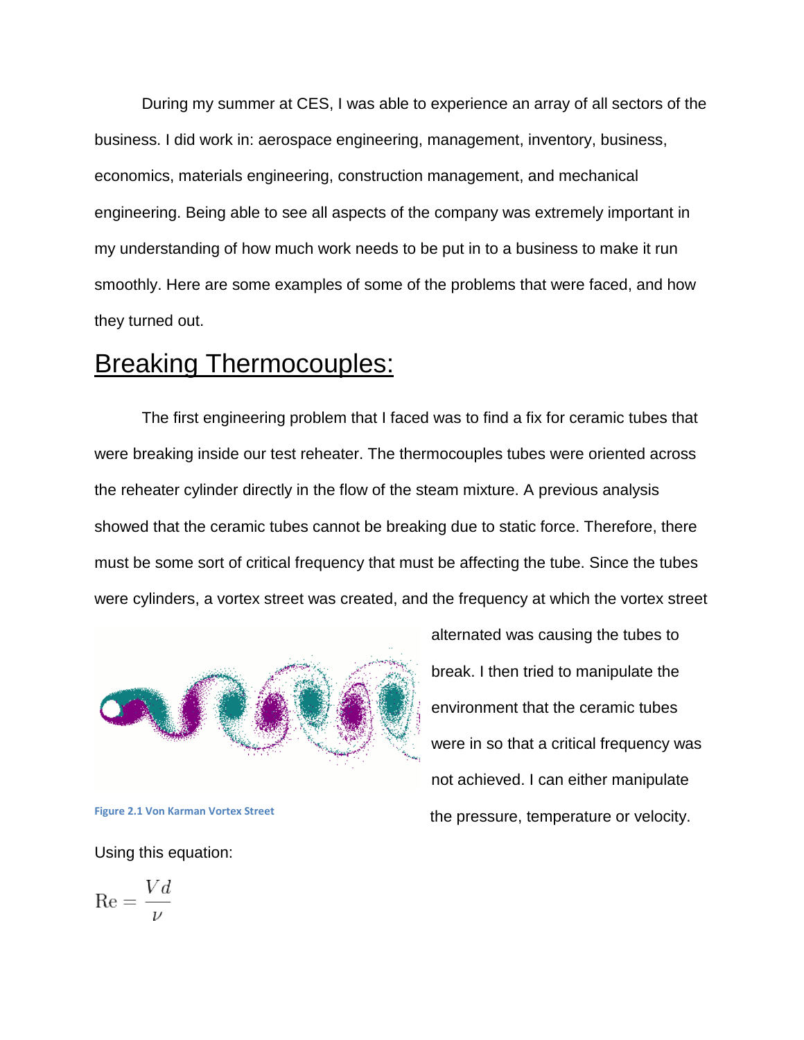During my summer at CES, I was able to experience an array of all sectors of the business. I did work in: aerospace engineering, management, inventory, business, economics, materials engineering, construction management, and mechanical engineering. Being able to see all aspects of the company was extremely important in my understanding of how much work needs to be put in to a business to make it run smoothly. Here are some examples of some of the problems that were faced, and how they turned out.

# Breaking Thermocouples:

The first engineering problem that I faced was to find a fix for ceramic tubes that were breaking inside our test reheater. The thermocouples tubes were oriented across the reheater cylinder directly in the flow of the steam mixture. A previous analysis showed that the ceramic tubes cannot be breaking due to static force. Therefore, there must be some sort of critical frequency that must be affecting the tube. Since the tubes were cylinders, a vortex street was created, and the frequency at which the vortex street alternated was causing the tubes to break. I then tried to manipulate the environment that the ceramic tubes were in so that a critical frequency was not achieved. I can either manipulate the pressure, temperature or velocity.

Figure 2.1 Von Karman Vortex Street

Using this equation:

$$\mathrm{Re} = \frac{Vd}{\nu}$$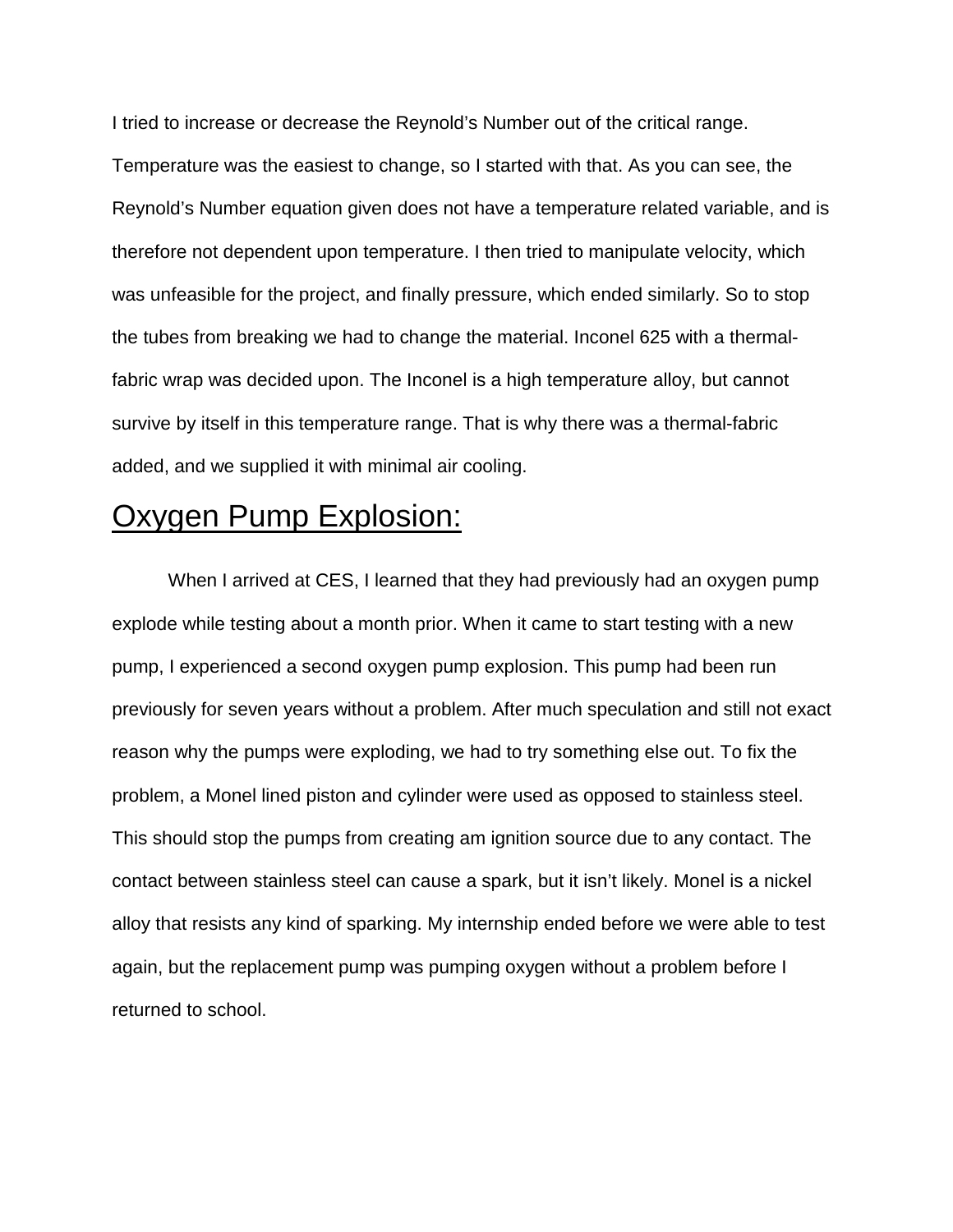I tried to increase or decrease the Reynold's Number out of the critical range. Temperature was the easiest to change, so I started with that. As you can see, the Reynold's Number equation given does not have a temperature related variable, and is therefore not dependent upon temperature. I then tried to manipulate velocity, which was unfeasible for the project, and finally pressure, which ended similarly. So to stop the tubes from breaking we had to change the material. Inconel 625 with a thermal-fabric wrap was decided upon. The Inconel is a high temperature alloy, but cannot survive by itself in this temperature range. That is why there was a thermal-fabric added, and we supplied it with minimal air cooling.

## Oxygen Pump Explosion:

When I arrived at CES, I learned that they had previously had an oxygen pump explode while testing about a month prior. When it came to start testing with a new pump, I experienced a second oxygen pump explosion. This pump had been run previously for seven years without a problem. After much speculation and still not exact reason why the pumps were exploding, we had to try something else out. To fix the problem, a Monel lined piston and cylinder were used as opposed to stainless steel. This should stop the pumps from creating am ignition source due to any contact. The contact between stainless steel can cause a spark, but it isn't likely. Monel is a nickel alloy that resists any kind of sparking. My internship ended before we were able to test again, but the replacement pump was pumping oxygen without a problem before I returned to school.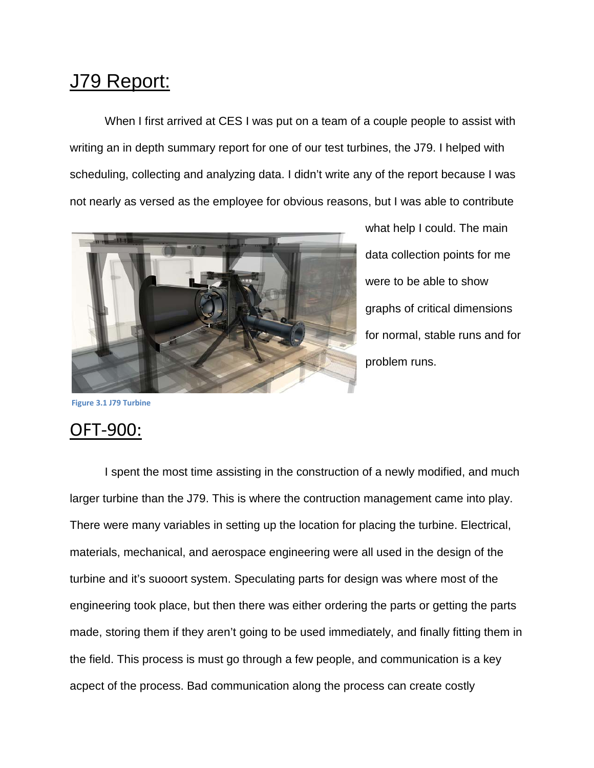# J79 Report:

When I first arrived at CES I was put on a team of a couple people to assist with writing an in depth summary report for one of our test turbines, the J79. I helped with scheduling, collecting and analyzing data. I didn't write any of the report because I was not nearly as versed as the employee for obvious reasons, but I was able to contribute what help I could. The main data collection points for me were to be able to show graphs of critical dimensions for normal, stable runs and for problem runs.

Figure 3.1 J79 Turbine

# OFT-900:

I spent the most time assisting in the construction of a newly modified, and much larger turbine than the J79. This is where the contruction management came into play. There were many variables in setting up the location for placing the turbine. Electrical, materials, mechanical, and aerospace engineering were all used in the design of the turbine and it's suooort system. Speculating parts for design was where most of the engineering took place, but then there was either ordering the parts or getting the parts made, storing them if they aren't going to be used immediately, and finally fitting them in the field. This process is must go through a few people, and communication is a key acpect of the process. Bad communication along the process can create costly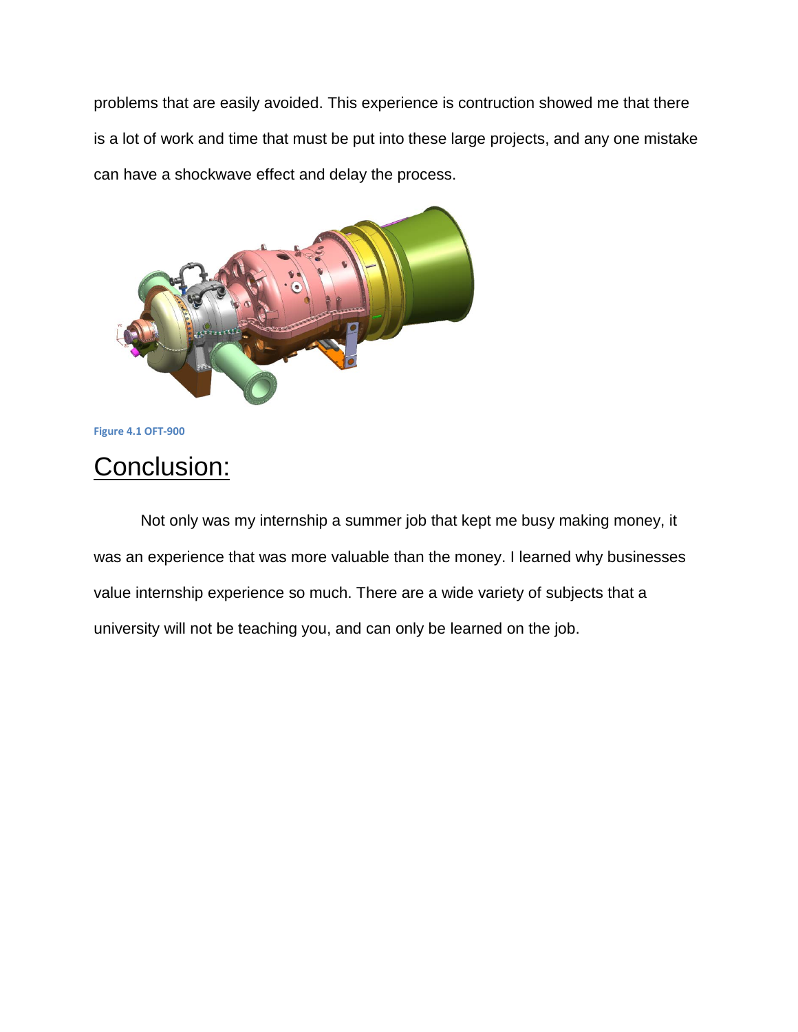problems that are easily avoided. This experience is contruction showed me that there is a lot of work and time that must be put into these large projects, and any one mistake can have a shockwave effect and delay the process.

**Figure 4.1 OFT-900**

# Conclusion:

Not only was my internship a summer job that kept me busy making money, it was an experience that was more valuable than the money. I learned why businesses value internship experience so much. There are a wide variety of subjects that a university will not be teaching you, and can only be learned on the job.